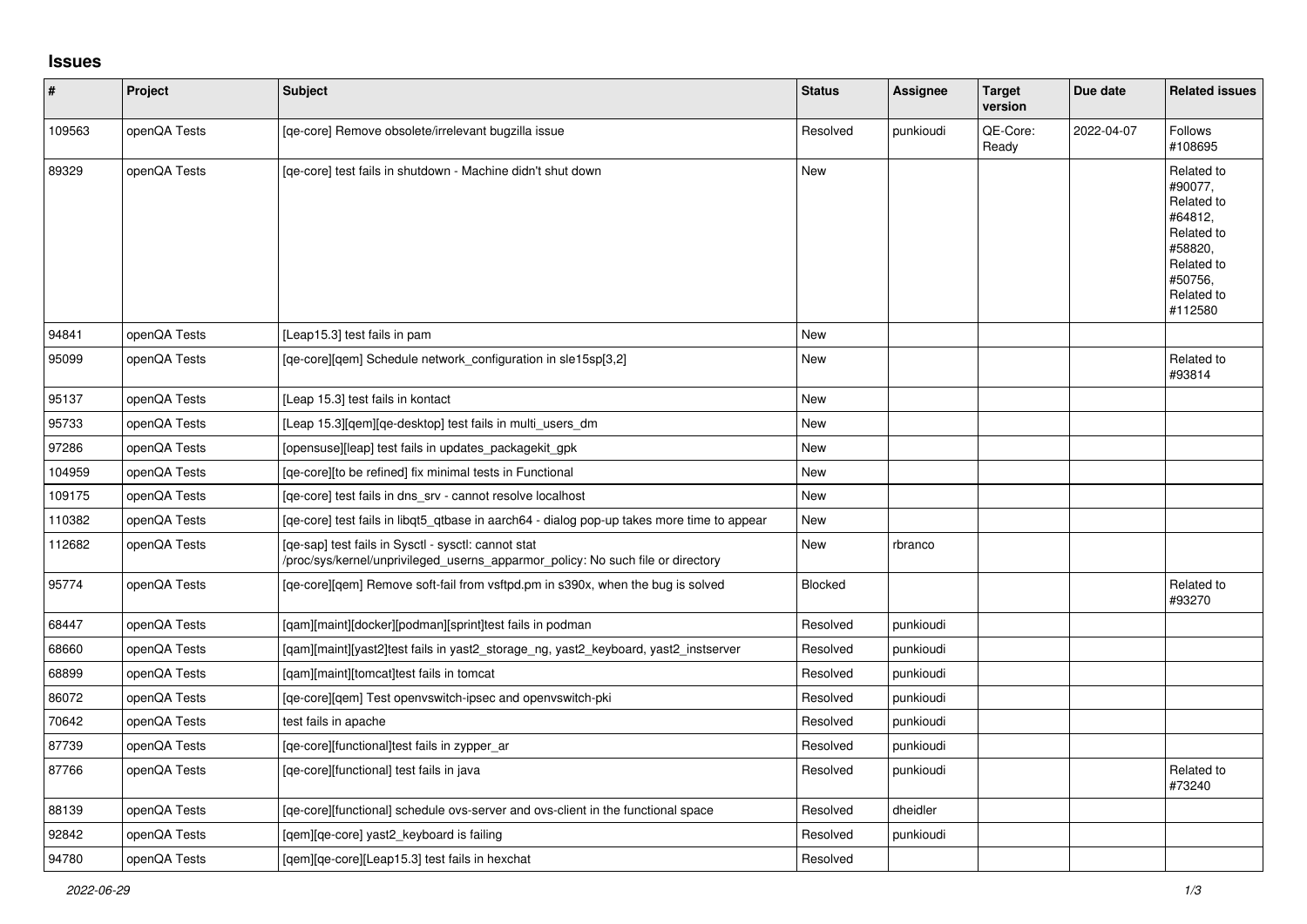## Issues

| # | Project | Subject | Status | Assignee | Target version | Due date | Related issues |
|---|---|---|---|---|---|---|---|
| 109563 | openQA Tests | [qe-core] Remove obsolete/irrelevant bugzilla issue | Resolved | punkioudi | QE-Core: Ready | 2022-04-07 | Follows #108695 |
| 89329 | openQA Tests | [qe-core] test fails in shutdown - Machine didn't shut down | New | | | | Related to #90077, Related to #64812, Related to #58820, Related to #50756, Related to #112580 |
| 94841 | openQA Tests | [Leap15.3] test fails in pam | New | | | | |
| 95099 | openQA Tests | [qe-core][qem] Schedule network_configuration in sle15sp[3,2] | New | | | | Related to #93814 |
| 95137 | openQA Tests | [Leap 15.3] test fails in kontact | New | | | | |
| 95733 | openQA Tests | [Leap 15.3][qem][qe-desktop] test fails in multi_users_dm | New | | | | |
| 97286 | openQA Tests | [opensuse][leap] test fails in updates_packagekit_gpk | New | | | | |
| 104959 | openQA Tests | [qe-core][to be refined] fix minimal tests in Functional | New | | | | |
| 109175 | openQA Tests | [qe-core] test fails in dns_srv - cannot resolve localhost | New | | | | |
| 110382 | openQA Tests | [qe-core] test fails in libqt5_qtbase in aarch64 - dialog pop-up takes more time to appear | New | | | | |
| 112682 | openQA Tests | [qe-sap] test fails in Sysctl - sysctl: cannot stat /proc/sys/kernel/unprivileged_userns_apparmor_policy: No such file or directory | New | rbranco | | | |
| 95774 | openQA Tests | [qe-core][qem] Remove soft-fail from vsftpd.pm in s390x, when the bug is solved | Blocked | | | | Related to #93270 |
| 68447 | openQA Tests | [qam][maint][docker][podman][sprint]test fails in podman | Resolved | punkioudi | | | |
| 68660 | openQA Tests | [qam][maint][yast2]test fails in yast2_storage_ng, yast2_keyboard, yast2_instserver | Resolved | punkioudi | | | |
| 68899 | openQA Tests | [qam][maint][tomcat]test fails in tomcat | Resolved | punkioudi | | | |
| 86072 | openQA Tests | [qe-core][qem] Test openvswitch-ipsec and openvswitch-pki | Resolved | punkioudi | | | |
| 70642 | openQA Tests | test fails in apache | Resolved | punkioudi | | | |
| 87739 | openQA Tests | [qe-core][functional]test fails in zypper_ar | Resolved | punkioudi | | | |
| 87766 | openQA Tests | [qe-core][functional] test fails in java | Resolved | punkioudi | | | Related to #73240 |
| 88139 | openQA Tests | [qe-core][functional] schedule ovs-server and ovs-client in the functional space | Resolved | dheidler | | | |
| 92842 | openQA Tests | [qem][qe-core] yast2_keyboard is failing | Resolved | punkioudi | | | |
| 94780 | openQA Tests | [qem][qe-core][Leap15.3] test fails in hexchat | Resolved | | | | |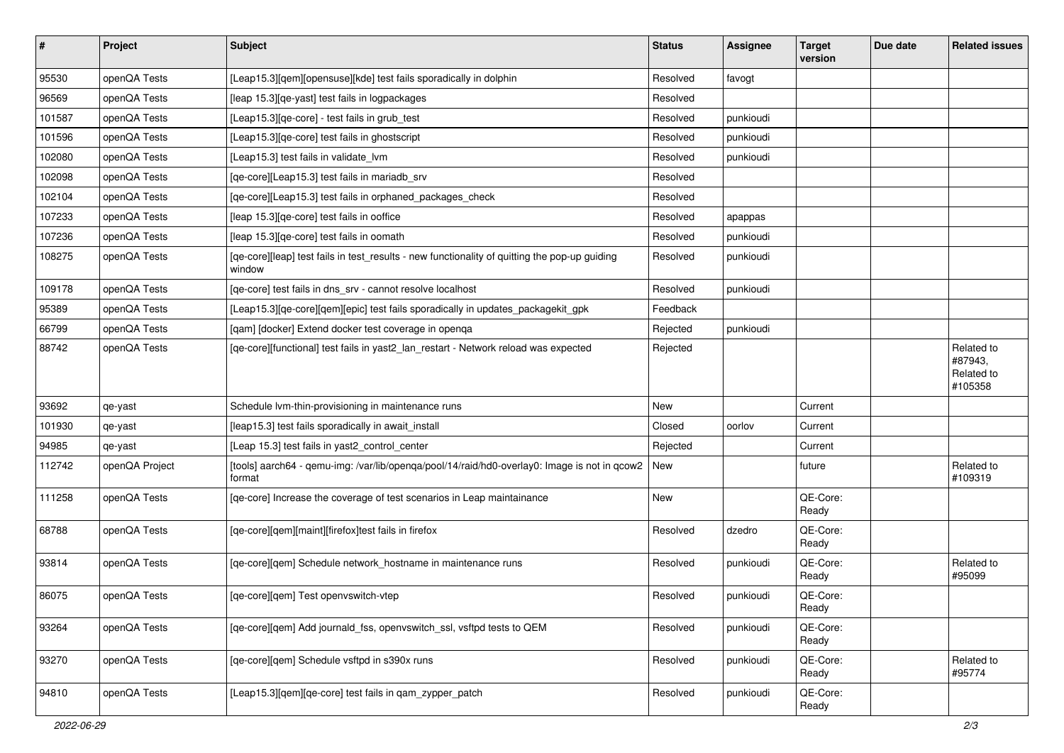| # | Project | Subject | Status | Assignee | Target version | Due date | Related issues |
|---|---|---|---|---|---|---|---|
| 95530 | openQA Tests | [Leap15.3][qem][opensuse][kde] test fails sporadically in dolphin | Resolved | favogt | | | |
| 96569 | openQA Tests | [leap 15.3][qe-yast] test fails in logpackages | Resolved | | | | |
| 101587 | openQA Tests | [Leap15.3][qe-core] - test fails in grub_test | Resolved | punkioudi | | | |
| 101596 | openQA Tests | [Leap15.3][qe-core] test fails in ghostscript | Resolved | punkioudi | | | |
| 102080 | openQA Tests | [Leap15.3] test fails in validate_lvm | Resolved | punkioudi | | | |
| 102098 | openQA Tests | [qe-core][Leap15.3] test fails in mariadb_srv | Resolved | | | | |
| 102104 | openQA Tests | [qe-core][Leap15.3] test fails in orphaned_packages_check | Resolved | | | | |
| 107233 | openQA Tests | [leap 15.3][qe-core] test fails in ooffice | Resolved | apappas | | | |
| 107236 | openQA Tests | [leap 15.3][qe-core] test fails in oomath | Resolved | punkioudi | | | |
| 108275 | openQA Tests | [qe-core][leap] test fails in test_results - new functionality of quitting the pop-up guiding window | Resolved | punkioudi | | | |
| 109178 | openQA Tests | [qe-core] test fails in dns_srv - cannot resolve localhost | Resolved | punkioudi | | | |
| 95389 | openQA Tests | [Leap15.3][qe-core][qem][epic] test fails sporadically in updates_packagekit_gpk | Feedback | | | | |
| 66799 | openQA Tests | [qam] [docker] Extend docker test coverage in openqa | Rejected | punkioudi | | | |
| 88742 | openQA Tests | [qe-core][functional] test fails in yast2_lan_restart - Network reload was expected | Rejected | | | | Related to #87943, Related to #105358 |
| 93692 | qe-yast | Schedule lvm-thin-provisioning in maintenance runs | New | | Current | | |
| 101930 | qe-yast | [leap15.3] test fails sporadically in await_install | Closed | oorlov | Current | | |
| 94985 | qe-yast | [Leap 15.3] test fails in yast2_control_center | Rejected | | Current | | |
| 112742 | openQA Project | [tools] aarch64 - qemu-img: /var/lib/openqa/pool/14/raid/hd0-overlay0: Image is not in qcow2 format | New | | future | | Related to #109319 |
| 111258 | openQA Tests | [qe-core] Increase the coverage of test scenarios in Leap maintainance | New | | QE-Core: Ready | | |
| 68788 | openQA Tests | [qe-core][qem][maint][firefox]test fails in firefox | Resolved | dzedro | QE-Core: Ready | | |
| 93814 | openQA Tests | [qe-core][qem] Schedule network_hostname in maintenance runs | Resolved | punkioudi | QE-Core: Ready | | Related to #95099 |
| 86075 | openQA Tests | [qe-core][qem] Test openvswitch-vtep | Resolved | punkioudi | QE-Core: Ready | | |
| 93264 | openQA Tests | [qe-core][qem] Add journald_fss, openvswitch_ssl, vsftpd tests to QEM | Resolved | punkioudi | QE-Core: Ready | | |
| 93270 | openQA Tests | [qe-core][qem] Schedule vsftpd in s390x runs | Resolved | punkioudi | QE-Core: Ready | | Related to #95774 |
| 94810 | openQA Tests | [Leap15.3][qem][qe-core] test fails in qam_zypper_patch | Resolved | punkioudi | QE-Core: Ready | | |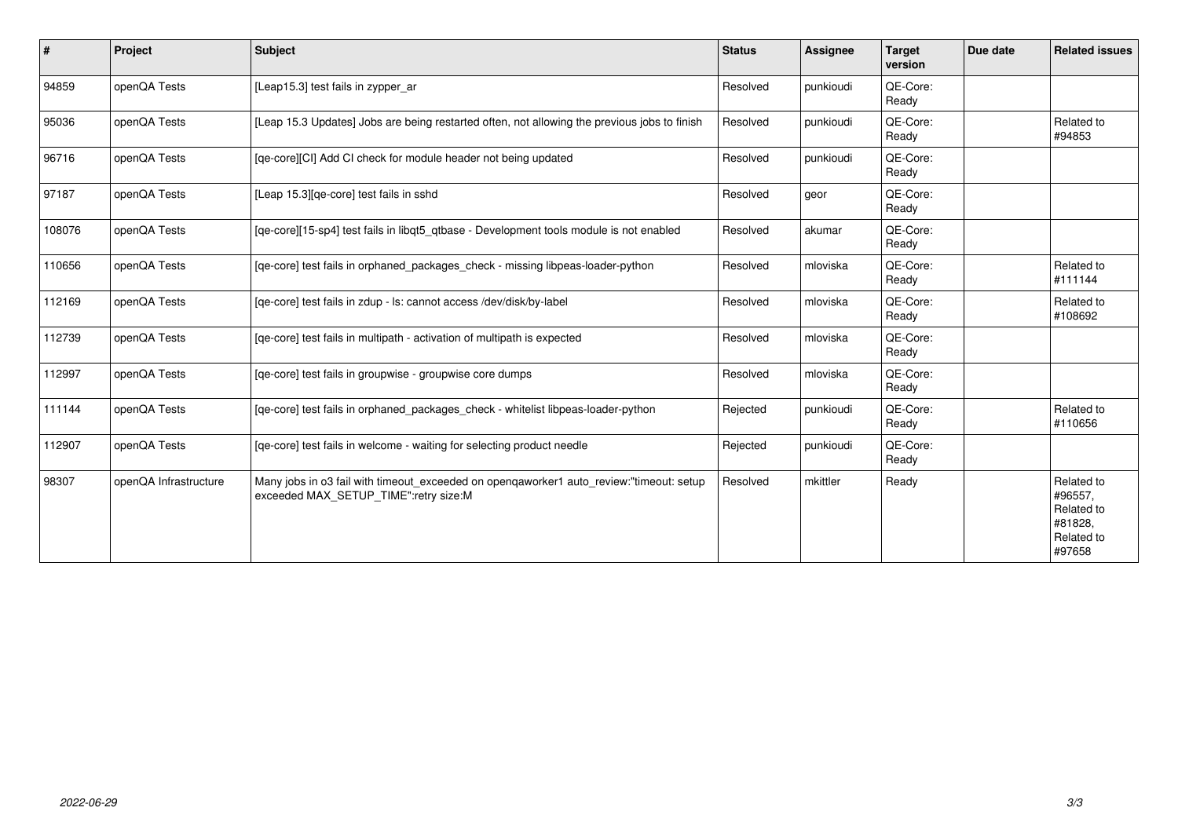| # | Project | Subject | Status | Assignee | Target version | Due date | Related issues |
|---|---|---|---|---|---|---|---|
| 94859 | openQA Tests | [Leap15.3] test fails in zypper_ar | Resolved | punkioudi | QE-Core: Ready | | |
| 95036 | openQA Tests | [Leap 15.3 Updates] Jobs are being restarted often, not allowing the previous jobs to finish | Resolved | punkioudi | QE-Core: Ready | | Related to #94853 |
| 96716 | openQA Tests | [qe-core][CI] Add CI check for module header not being updated | Resolved | punkioudi | QE-Core: Ready | | |
| 97187 | openQA Tests | [Leap 15.3][qe-core] test fails in sshd | Resolved | geor | QE-Core: Ready | | |
| 108076 | openQA Tests | [qe-core][15-sp4] test fails in libqt5_qtbase - Development tools module is not enabled | Resolved | akumar | QE-Core: Ready | | |
| 110656 | openQA Tests | [qe-core] test fails in orphaned_packages_check - missing libpeas-loader-python | Resolved | mloviska | QE-Core: Ready | | Related to #111144 |
| 112169 | openQA Tests | [qe-core] test fails in zdup - ls: cannot access /dev/disk/by-label | Resolved | mloviska | QE-Core: Ready | | Related to #108692 |
| 112739 | openQA Tests | [qe-core] test fails in multipath - activation of multipath is expected | Resolved | mloviska | QE-Core: Ready | | |
| 112997 | openQA Tests | [qe-core] test fails in groupwise - groupwise core dumps | Resolved | mloviska | QE-Core: Ready | | |
| 111144 | openQA Tests | [qe-core] test fails in orphaned_packages_check - whitelist libpeas-loader-python | Rejected | punkioudi | QE-Core: Ready | | Related to #110656 |
| 112907 | openQA Tests | [qe-core] test fails in welcome - waiting for selecting product needle | Rejected | punkioudi | QE-Core: Ready | | |
| 98307 | openQA Infrastructure | Many jobs in o3 fail with timeout_exceeded on openqaworker1 auto_review:"timeout: setup exceeded MAX_SETUP_TIME":retry size:M | Resolved | mkittler | Ready | | Related to #96557, Related to #81828, Related to #97658 |